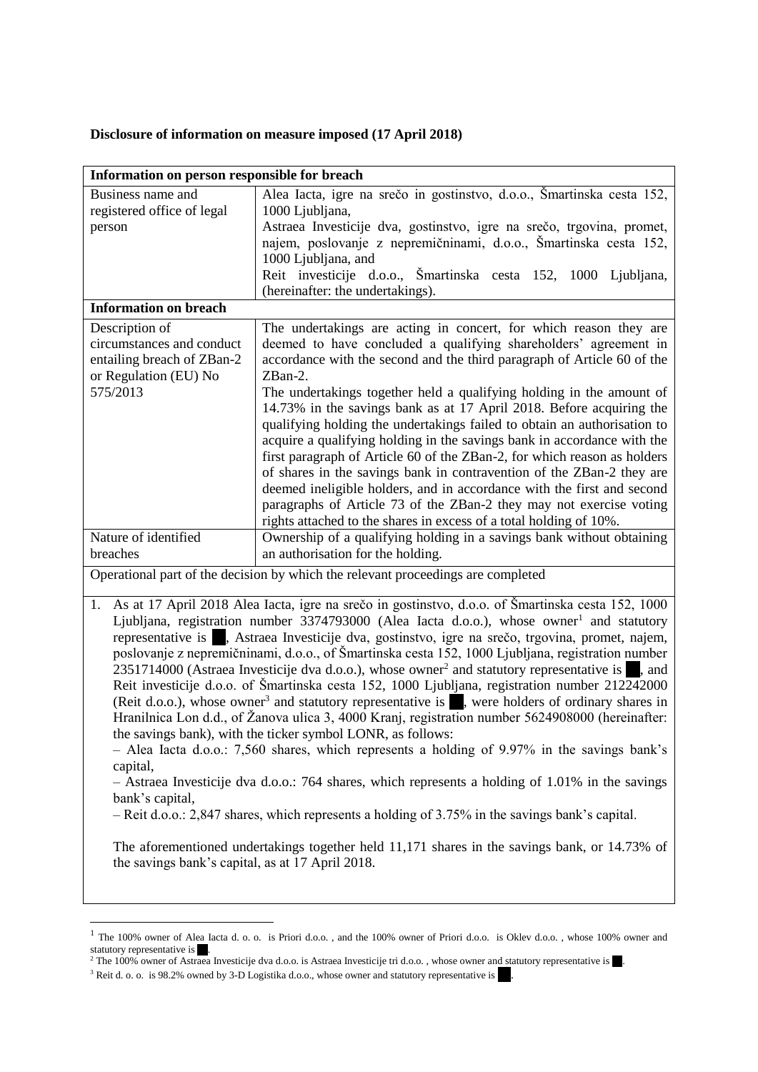**Disclosure of information on measure imposed (17 April 2018)**

| **Information on person responsible for breach** | |
|---|---|
| Business name and registered office of legal person | Alea Iacta, igre na srečo in gostinstvo, d.o.o., Šmartinska cesta 152, 1000 Ljubljana, Astraea Investicije dva, gostinstvo, igre na srečo, trgovina, promet, najem, poslovanje z nepremičninami, d.o.o., Šmartinska cesta 152, 1000 Ljubljana, and Reit investicije d.o.o., Šmartinska cesta 152, 1000 Ljubljana, (hereinafter: the undertakings). |
| **Information on breach** | |
| Description of circumstances and conduct entailing breach of ZBan-2 or Regulation (EU) No 575/2013 | The undertakings are acting in concert, for which reason they are deemed to have concluded a qualifying shareholders' agreement in accordance with the second and the third paragraph of Article 60 of the ZBan-2. The undertakings together held a qualifying holding in the amount of 14.73% in the savings bank as at 17 April 2018. Before acquiring the qualifying holding the undertakings failed to obtain an authorisation to acquire a qualifying holding in the savings bank in accordance with the first paragraph of Article 60 of the ZBan-2, for which reason as holders of shares in the savings bank in contravention of the ZBan-2 they are deemed ineligible holders, and in accordance with the first and second paragraphs of Article 73 of the ZBan-2 they may not exercise voting rights attached to the shares in excess of a total holding of 10%. |
| Nature of identified breaches | Ownership of a qualifying holding in a savings bank without obtaining an authorisation for the holding. |

Operational part of the decision by which the relevant proceedings are completed

1. As at 17 April 2018 Alea Iacta, igre na srečo in gostinstvo, d.o.o. of Šmartinska cesta 152, 1000 Ljubljana, registration number 3374793000 (Alea Iacta d.o.o.), whose owner[1] and statutory representative is ██, Astraea Investicije dva, gostinstvo, igre na srečo, trgovina, promet, najem, poslovanje z nepremičninami, d.o.o., of Šmartinska cesta 152, 1000 Ljubljana, registration number 2351714000 (Astraea Investicije dva d.o.o.), whose owner[2] and statutory representative is ██, and Reit investicije d.o.o. of Šmartinska cesta 152, 1000 Ljubljana, registration number 212242000 (Reit d.o.o.), whose owner[3] and statutory representative is ██, were holders of ordinary shares in Hranilnica Lon d.d., of Žanova ulica 3, 4000 Kranj, registration number 5624908000 (hereinafter: the savings bank), with the ticker symbol LONR, as follows:

   – Alea Iacta d.o.o.: 7,560 shares, which represents a holding of 9.97% in the savings bank's capital,

   – Astraea Investicije dva d.o.o.: 764 shares, which represents a holding of 1.01% in the savings bank's capital,

   – Reit d.o.o.: 2,847 shares, which represents a holding of 3.75% in the savings bank's capital.

   The aforementioned undertakings together held 11,171 shares in the savings bank, or 14.73% of the savings bank's capital, as at 17 April 2018.

[1] The 100% owner of Alea Iacta d. o. o. is Priori d.o.o. , and the 100% owner of Priori d.o.o. is Oklev d.o.o. , whose 100% owner and statutory representative is ██.

[2] The 100% owner of Astraea Investicije dva d.o.o. is Astraea Investicije tri d.o.o. , whose owner and statutory representative is ██.

[3] Reit d. o. o. is 98.2% owned by 3-D Logistika d.o.o., whose owner and statutory representative is ██.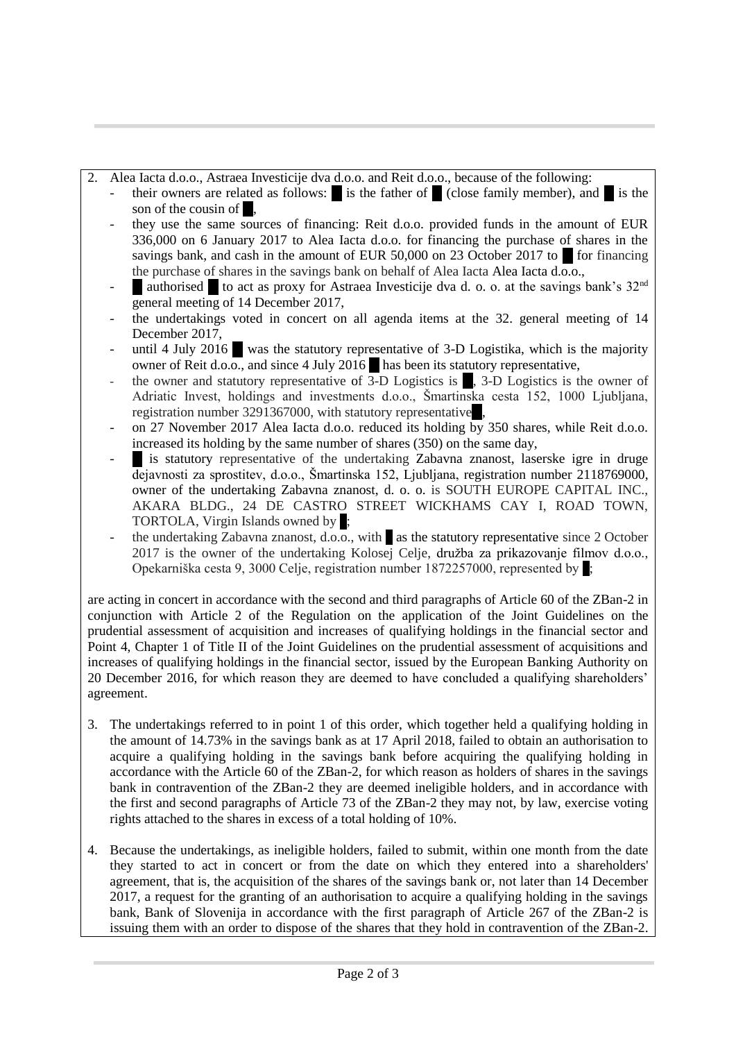2. Alea Iacta d.o.o., Astraea Investicije dva d.o.o. and Reit d.o.o., because of the following:
   - their owners are related as follows: █ is the father of █ (close family member), and █ is the son of the cousin of █,
   - they use the same sources of financing: Reit d.o.o. provided funds in the amount of EUR 336,000 on 6 January 2017 to Alea Iacta d.o.o. for financing the purchase of shares in the savings bank, and cash in the amount of EUR 50,000 on 23 October 2017 to █ for financing the purchase of shares in the savings bank on behalf of Alea Iacta Alea Iacta d.o.o.,
   - █ authorised █ to act as proxy for Astraea Investicije dva d. o. o. at the savings bank's 32nd general meeting of 14 December 2017,
   - the undertakings voted in concert on all agenda items at the 32. general meeting of 14 December 2017,
   - until 4 July 2016 █ was the statutory representative of 3-D Logistika, which is the majority owner of Reit d.o.o., and since 4 July 2016 █ has been its statutory representative,
   - the owner and statutory representative of 3-D Logistics is █, 3-D Logistics is the owner of Adriatic Invest, holdings and investments d.o.o., Šmartinska cesta 152, 1000 Ljubljana, registration number 3291367000, with statutory representative █,
   - on 27 November 2017 Alea Iacta d.o.o. reduced its holding by 350 shares, while Reit d.o.o. increased its holding by the same number of shares (350) on the same day,
   - █ is statutory representative of the undertaking Zabavna znanost, laserske igre in druge dejavnosti za sprostitev, d.o.o., Šmartinska 152, Ljubljana, registration number 2118769000, owner of the undertaking Zabavna znanost, d. o. o. is SOUTH EUROPE CAPITAL INC., AKARA BLDG., 24 DE CASTRO STREET WICKHAMS CAY I, ROAD TOWN, TORTOLA, Virgin Islands owned by █;
   - the undertaking Zabavna znanost, d.o.o., with █ as the statutory representative since 2 October 2017 is the owner of the undertaking Kolosej Celje, družba za prikazovanje filmov d.o.o., Opekarniška cesta 9, 3000 Celje, registration number 1872257000, represented by █;

are acting in concert in accordance with the second and third paragraphs of Article 60 of the ZBan-2 in conjunction with Article 2 of the Regulation on the application of the Joint Guidelines on the prudential assessment of acquisition and increases of qualifying holdings in the financial sector and Point 4, Chapter 1 of Title II of the Joint Guidelines on the prudential assessment of acquisitions and increases of qualifying holdings in the financial sector, issued by the European Banking Authority on 20 December 2016, for which reason they are deemed to have concluded a qualifying shareholders' agreement.

3. The undertakings referred to in point 1 of this order, which together held a qualifying holding in the amount of 14.73% in the savings bank as at 17 April 2018, failed to obtain an authorisation to acquire a qualifying holding in the savings bank before acquiring the qualifying holding in accordance with the Article 60 of the ZBan-2, for which reason as holders of shares in the savings bank in contravention of the ZBan-2 they are deemed ineligible holders, and in accordance with the first and second paragraphs of Article 73 of the ZBan-2 they may not, by law, exercise voting rights attached to the shares in excess of a total holding of 10%.

4. Because the undertakings, as ineligible holders, failed to submit, within one month from the date they started to act in concert or from the date on which they entered into a shareholders' agreement, that is, the acquisition of the shares of the savings bank or, not later than 14 December 2017, a request for the granting of an authorisation to acquire a qualifying holding in the savings bank, Bank of Slovenija in accordance with the first paragraph of Article 267 of the ZBan-2 is issuing them with an order to dispose of the shares that they hold in contravention of the ZBan-2.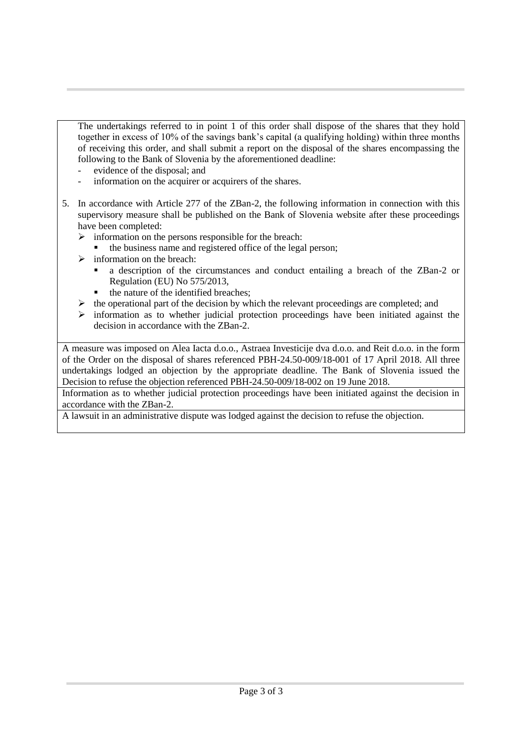The undertakings referred to in point 1 of this order shall dispose of the shares that they hold together in excess of 10% of the savings bank's capital (a qualifying holding) within three months of receiving this order, and shall submit a report on the disposal of the shares encompassing the following to the Bank of Slovenia by the aforementioned deadline:

- evidence of the disposal; and
- information on the acquirer or acquirers of the shares.

5. In accordance with Article 277 of the ZBan-2, the following information in connection with this supervisory measure shall be published on the Bank of Slovenia website after these proceedings have been completed:
   - information on the persons responsible for the breach:
     - the business name and registered office of the legal person;
   - information on the breach:
     - a description of the circumstances and conduct entailing a breach of the ZBan-2 or Regulation (EU) No 575/2013,
     - the nature of the identified breaches;
   - the operational part of the decision by which the relevant proceedings are completed; and
   - information as to whether judicial protection proceedings have been initiated against the decision in accordance with the ZBan-2.

A measure was imposed on Alea Iacta d.o.o., Astraea Investicije dva d.o.o. and Reit d.o.o. in the form of the Order on the disposal of shares referenced PBH-24.50-009/18-001 of 17 April 2018. All three undertakings lodged an objection by the appropriate deadline. The Bank of Slovenia issued the Decision to refuse the objection referenced PBH-24.50-009/18-002 on 19 June 2018.

Information as to whether judicial protection proceedings have been initiated against the decision in accordance with the ZBan-2.

A lawsuit in an administrative dispute was lodged against the decision to refuse the objection.